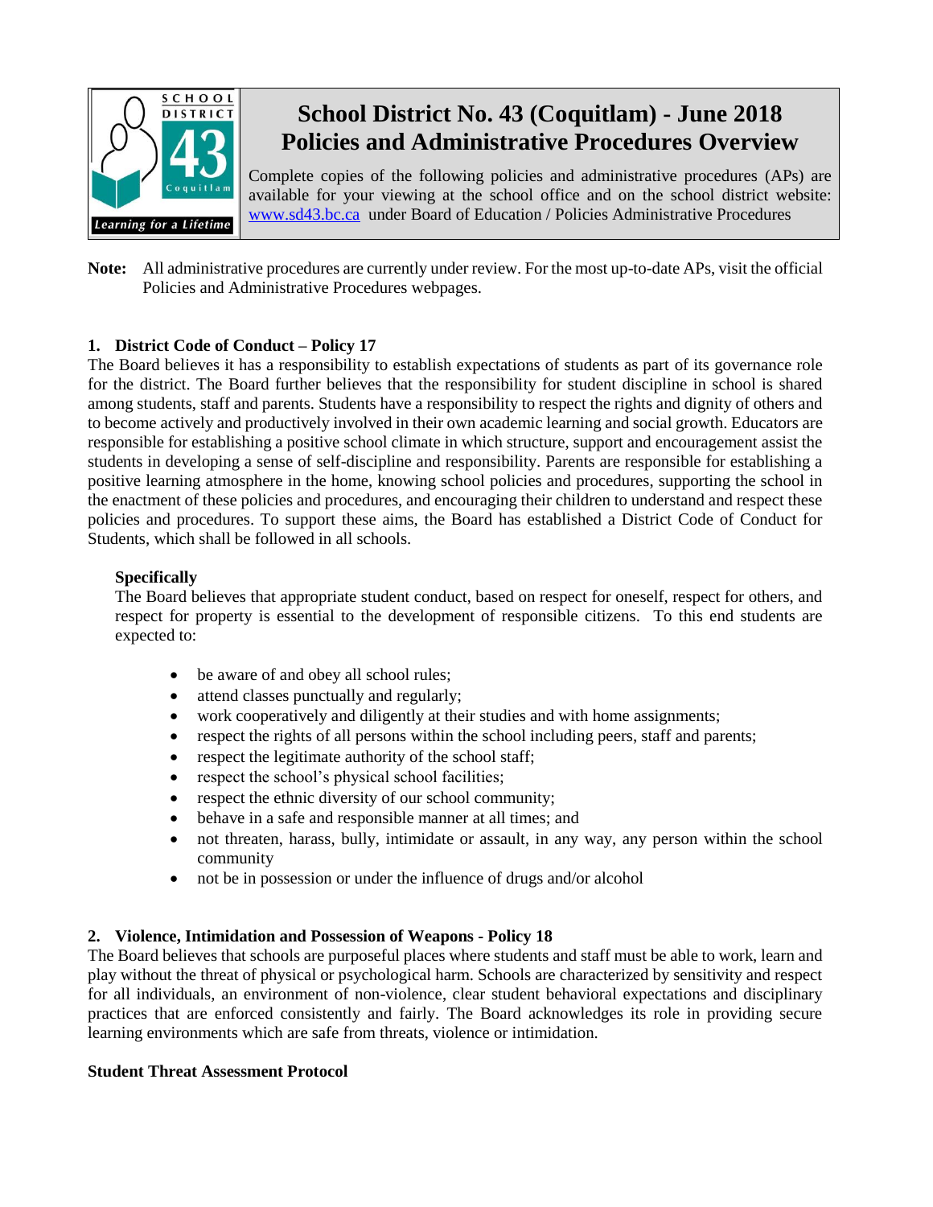# School District No. 43 (Coquitlam) - June 2018 Policies and Administrative Procedures Overview

Complete copies of the following policies and administrative procedures (APs) are available for your viewing at the school office and on the school district website: www.sd43.bc.ca under Board of Education / Policies Administrative Procedures

**Note:** All administrative procedures are currently under review. For the most up-to-date APs, visit the official Policies and Administrative Procedures webpages.

## 1. District Code of Conduct – Policy 17

The Board believes it has a responsibility to establish expectations of students as part of its governance role for the district. The Board further believes that the responsibility for student discipline in school is shared among students, staff and parents. Students have a responsibility to respect the rights and dignity of others and to become actively and productively involved in their own academic learning and social growth. Educators are responsible for establishing a positive school climate in which structure, support and encouragement assist the students in developing a sense of self-discipline and responsibility. Parents are responsible for establishing a positive learning atmosphere in the home, knowing school policies and procedures, supporting the school in the enactment of these policies and procedures, and encouraging their children to understand and respect these policies and procedures. To support these aims, the Board has established a District Code of Conduct for Students, which shall be followed in all schools.

### Specifically

The Board believes that appropriate student conduct, based on respect for oneself, respect for others, and respect for property is essential to the development of responsible citizens. To this end students are expected to:

- be aware of and obey all school rules;
- attend classes punctually and regularly;
- work cooperatively and diligently at their studies and with home assignments;
- respect the rights of all persons within the school including peers, staff and parents;
- respect the legitimate authority of the school staff;
- respect the school's physical school facilities;
- respect the ethnic diversity of our school community;
- behave in a safe and responsible manner at all times; and
- not threaten, harass, bully, intimidate or assault, in any way, any person within the school community
- not be in possession or under the influence of drugs and/or alcohol

## 2. Violence, Intimidation and Possession of Weapons - Policy 18

The Board believes that schools are purposeful places where students and staff must be able to work, learn and play without the threat of physical or psychological harm. Schools are characterized by sensitivity and respect for all individuals, an environment of non-violence, clear student behavioral expectations and disciplinary practices that are enforced consistently and fairly. The Board acknowledges its role in providing secure learning environments which are safe from threats, violence or intimidation.

### Student Threat Assessment Protocol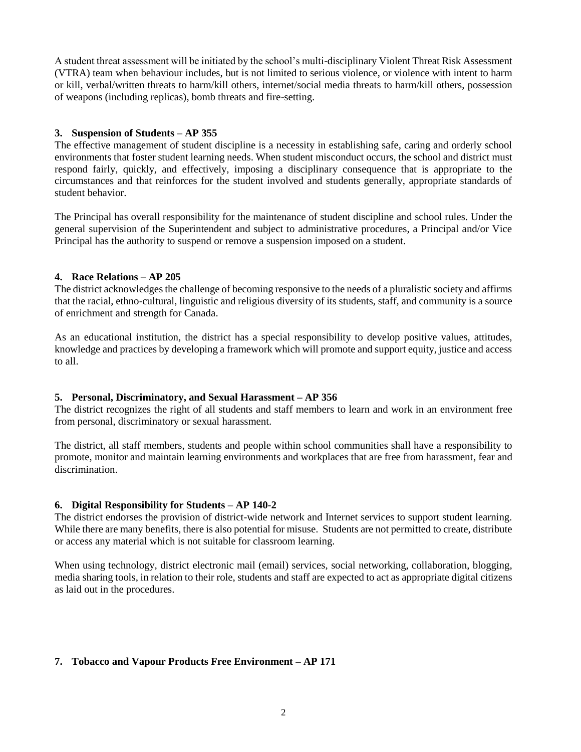A student threat assessment will be initiated by the school's multi-disciplinary Violent Threat Risk Assessment (VTRA) team when behaviour includes, but is not limited to serious violence, or violence with intent to harm or kill, verbal/written threats to harm/kill others, internet/social media threats to harm/kill others, possession of weapons (including replicas), bomb threats and fire-setting.

### 3. Suspension of Students – AP 355

The effective management of student discipline is a necessity in establishing safe, caring and orderly school environments that foster student learning needs. When student misconduct occurs, the school and district must respond fairly, quickly, and effectively, imposing a disciplinary consequence that is appropriate to the circumstances and that reinforces for the student involved and students generally, appropriate standards of student behavior.

The Principal has overall responsibility for the maintenance of student discipline and school rules. Under the general supervision of the Superintendent and subject to administrative procedures, a Principal and/or Vice Principal has the authority to suspend or remove a suspension imposed on a student.

### 4. Race Relations – AP 205

The district acknowledges the challenge of becoming responsive to the needs of a pluralistic society and affirms that the racial, ethno-cultural, linguistic and religious diversity of its students, staff, and community is a source of enrichment and strength for Canada.

As an educational institution, the district has a special responsibility to develop positive values, attitudes, knowledge and practices by developing a framework which will promote and support equity, justice and access to all.

### 5. Personal, Discriminatory, and Sexual Harassment – AP 356

The district recognizes the right of all students and staff members to learn and work in an environment free from personal, discriminatory or sexual harassment.

The district, all staff members, students and people within school communities shall have a responsibility to promote, monitor and maintain learning environments and workplaces that are free from harassment, fear and discrimination.

### 6. Digital Responsibility for Students – AP 140-2

The district endorses the provision of district-wide network and Internet services to support student learning. While there are many benefits, there is also potential for misuse. Students are not permitted to create, distribute or access any material which is not suitable for classroom learning.

When using technology, district electronic mail (email) services, social networking, collaboration, blogging, media sharing tools, in relation to their role, students and staff are expected to act as appropriate digital citizens as laid out in the procedures.

### 7. Tobacco and Vapour Products Free Environment – AP 171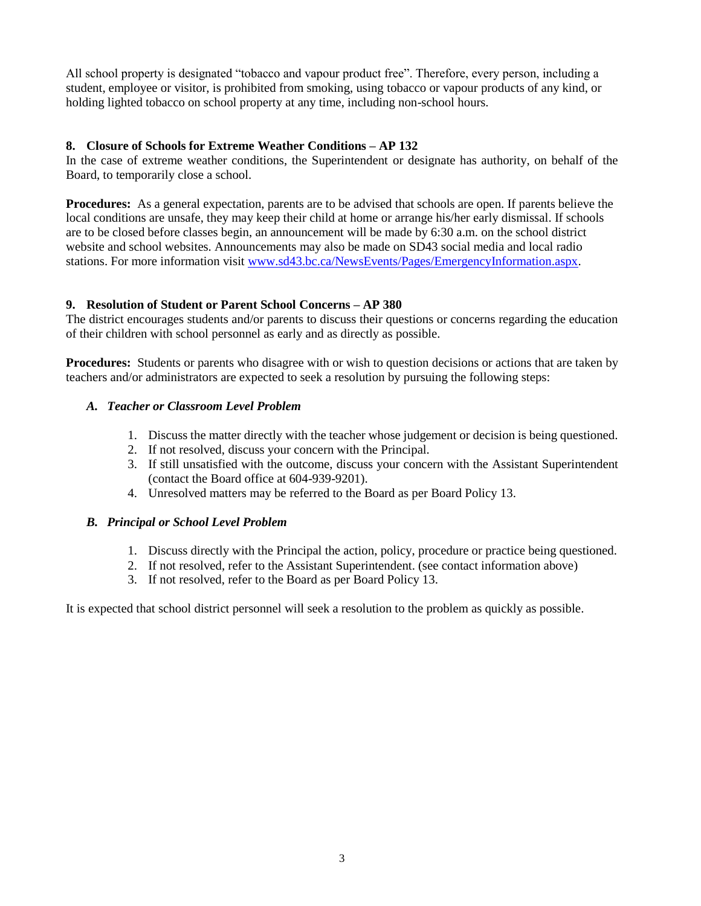All school property is designated "tobacco and vapour product free". Therefore, every person, including a student, employee or visitor, is prohibited from smoking, using tobacco or vapour products of any kind, or holding lighted tobacco on school property at any time, including non-school hours.

### 8. Closure of Schools for Extreme Weather Conditions – AP 132

In the case of extreme weather conditions, the Superintendent or designate has authority, on behalf of the Board, to temporarily close a school.

**Procedures:** As a general expectation, parents are to be advised that schools are open. If parents believe the local conditions are unsafe, they may keep their child at home or arrange his/her early dismissal. If schools are to be closed before classes begin, an announcement will be made by 6:30 a.m. on the school district website and school websites. Announcements may also be made on SD43 social media and local radio stations. For more information visit [www.sd43.bc.ca/NewsEvents/Pages/EmergencyInformation.aspx](www.sd43.bc.ca/NewsEvents/Pages/EmergencyInformation.aspx).

### 9. Resolution of Student or Parent School Concerns – AP 380

The district encourages students and/or parents to discuss their questions or concerns regarding the education of their children with school personnel as early and as directly as possible.

**Procedures:** Students or parents who disagree with or wish to question decisions or actions that are taken by teachers and/or administrators are expected to seek a resolution by pursuing the following steps:

#### *A. Teacher or Classroom Level Problem*

1. Discuss the matter directly with the teacher whose judgement or decision is being questioned.
2. If not resolved, discuss your concern with the Principal.
3. If still unsatisfied with the outcome, discuss your concern with the Assistant Superintendent (contact the Board office at 604-939-9201).
4. Unresolved matters may be referred to the Board as per Board Policy 13.

#### *B. Principal or School Level Problem*

1. Discuss directly with the Principal the action, policy, procedure or practice being questioned.
2. If not resolved, refer to the Assistant Superintendent. (see contact information above)
3. If not resolved, refer to the Board as per Board Policy 13.

It is expected that school district personnel will seek a resolution to the problem as quickly as possible.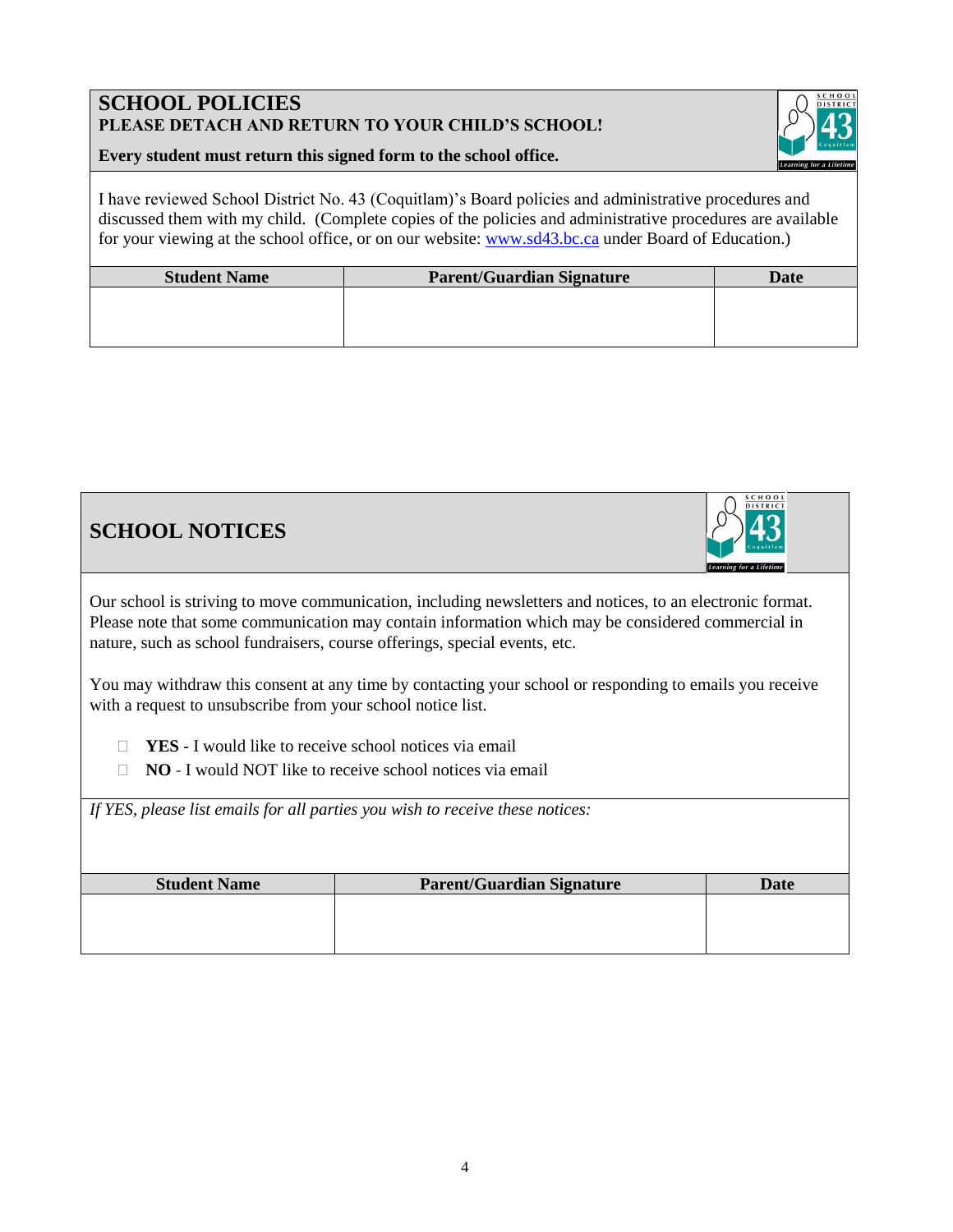## SCHOOL POLICIES

**PLEASE DETACH AND RETURN TO YOUR CHILD'S SCHOOL!**

**Every student must return this signed form to the school office.**

I have reviewed School District No. 43 (Coquitlam)'s Board policies and administrative procedures and discussed them with my child. (Complete copies of the policies and administrative procedures are available for your viewing at the school office, or on our website: [www.sd43.bc.ca](http://www.sd43.bc.ca) under Board of Education.)

| Student Name | Parent/Guardian Signature | Date |
|---|---|---|
| | | |

## SCHOOL NOTICES

Our school is striving to move communication, including newsletters and notices, to an electronic format. Please note that some communication may contain information which may be considered commercial in nature, such as school fundraisers, course offerings, special events, etc.

You may withdraw this consent at any time by contacting your school or responding to emails you receive with a request to unsubscribe from your school notice list.

- ☐ **YES** - I would like to receive school notices via email
- ☐ **NO** - I would NOT like to receive school notices via email

*If YES, please list emails for all parties you wish to receive these notices:*

| Student Name | Parent/Guardian Signature | Date |
|---|---|---|
| | | |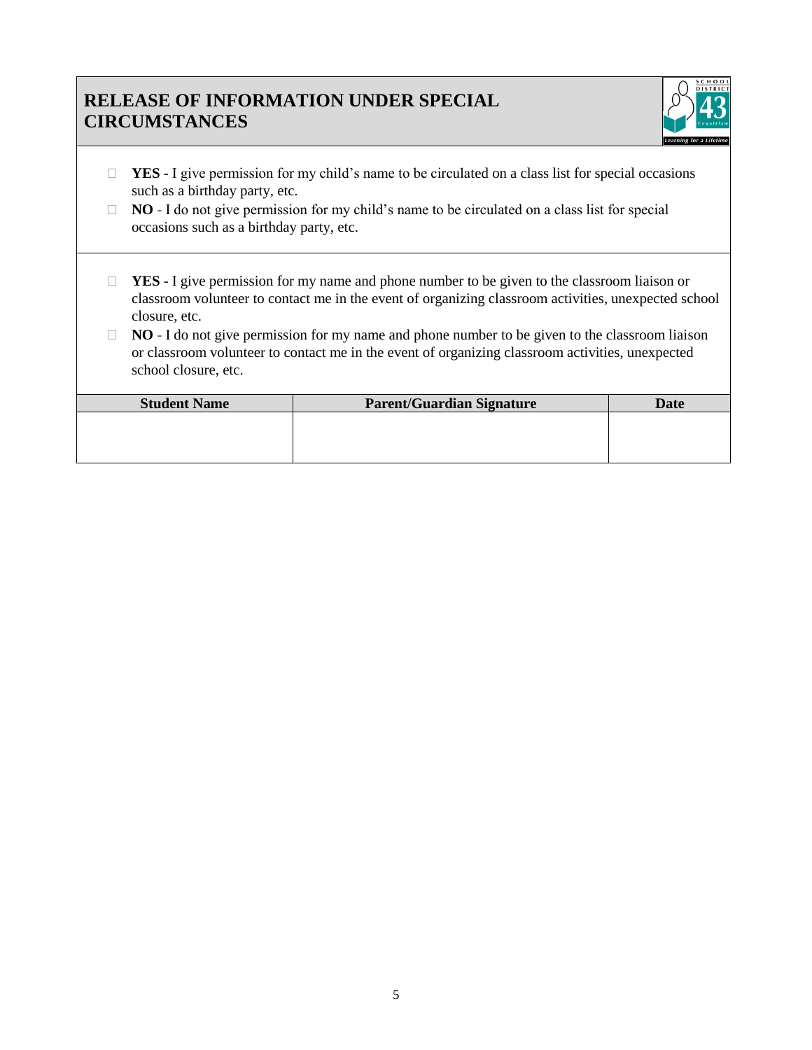# RELEASE OF INFORMATION UNDER SPECIAL CIRCUMSTANCES

- ☐ **YES** - I give permission for my child's name to be circulated on a class list for special occasions such as a birthday party, etc.
- ☐ **NO** - I do not give permission for my child's name to be circulated on a class list for special occasions such as a birthday party, etc.

---

- ☐ **YES** - I give permission for my name and phone number to be given to the classroom liaison or classroom volunteer to contact me in the event of organizing classroom activities, unexpected school closure, etc.
- ☐ **NO** - I do not give permission for my name and phone number to be given to the classroom liaison or classroom volunteer to contact me in the event of organizing classroom activities, unexpected school closure, etc.

| Student Name | Parent/Guardian Signature | Date |
|---|---|---|
| | | |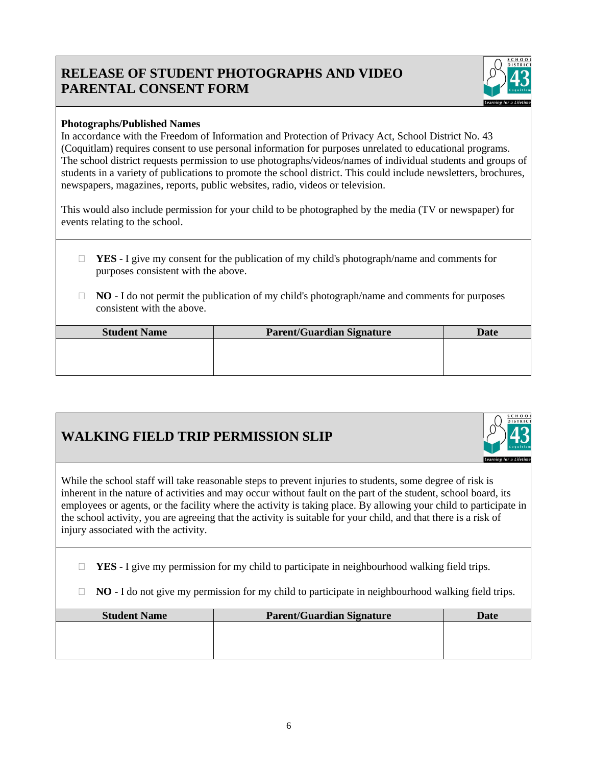## RELEASE OF STUDENT PHOTOGRAPHS AND VIDEO PARENTAL CONSENT FORM

**Photographs/Published Names**

In accordance with the Freedom of Information and Protection of Privacy Act, School District No. 43 (Coquitlam) requires consent to use personal information for purposes unrelated to educational programs. The school district requests permission to use photographs/videos/names of individual students and groups of students in a variety of publications to promote the school district. This could include newsletters, brochures, newspapers, magazines, reports, public websites, radio, videos or television.

This would also include permission for your child to be photographed by the media (TV or newspaper) for events relating to the school.

- ☐ **YES** - I give my consent for the publication of my child's photograph/name and comments for purposes consistent with the above.
- ☐ **NO** - I do not permit the publication of my child's photograph/name and comments for purposes consistent with the above.

| Student Name | Parent/Guardian Signature | Date |
|---|---|---|
| | | |

## WALKING FIELD TRIP PERMISSION SLIP

While the school staff will take reasonable steps to prevent injuries to students, some degree of risk is inherent in the nature of activities and may occur without fault on the part of the student, school board, its employees or agents, or the facility where the activity is taking place. By allowing your child to participate in the school activity, you are agreeing that the activity is suitable for your child, and that there is a risk of injury associated with the activity.

- ☐ **YES** - I give my permission for my child to participate in neighbourhood walking field trips.
- ☐ **NO** - I do not give my permission for my child to participate in neighbourhood walking field trips.

| Student Name | Parent/Guardian Signature | Date |
|---|---|---|
| | | |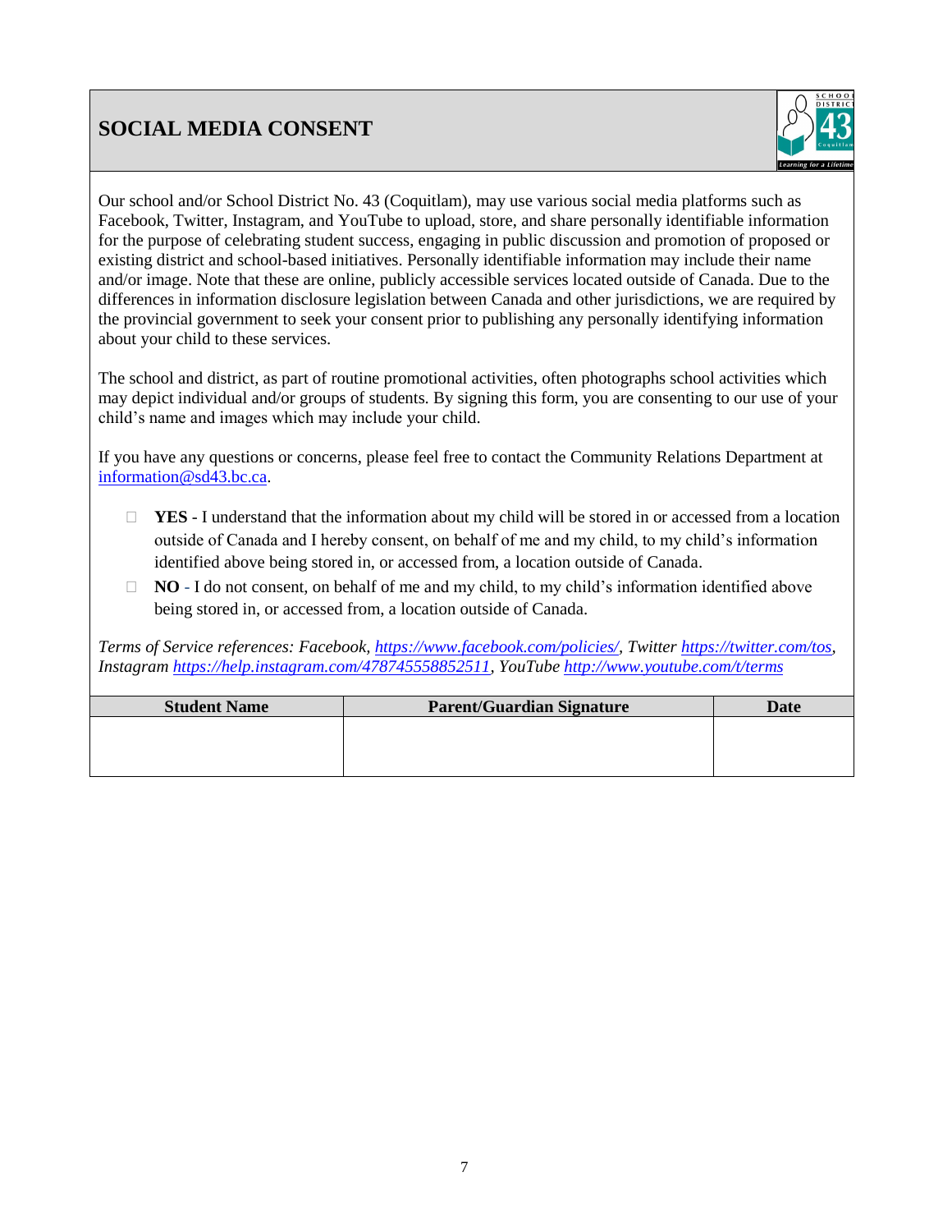## SOCIAL MEDIA CONSENT

Our school and/or School District No. 43 (Coquitlam), may use various social media platforms such as Facebook, Twitter, Instagram, and YouTube to upload, store, and share personally identifiable information for the purpose of celebrating student success, engaging in public discussion and promotion of proposed or existing district and school-based initiatives. Personally identifiable information may include their name and/or image. Note that these are online, publicly accessible services located outside of Canada. Due to the differences in information disclosure legislation between Canada and other jurisdictions, we are required by the provincial government to seek your consent prior to publishing any personally identifying information about your child to these services.

The school and district, as part of routine promotional activities, often photographs school activities which may depict individual and/or groups of students. By signing this form, you are consenting to our use of your child's name and images which may include your child.

If you have any questions or concerns, please feel free to contact the Community Relations Department at information@sd43.bc.ca.

- ☐ **YES** - I understand that the information about my child will be stored in or accessed from a location outside of Canada and I hereby consent, on behalf of me and my child, to my child's information identified above being stored in, or accessed from, a location outside of Canada.
- ☐ **NO** - I do not consent, on behalf of me and my child, to my child's information identified above being stored in, or accessed from, a location outside of Canada.

*Terms of Service references: Facebook, https://www.facebook.com/policies/, Twitter https://twitter.com/tos, Instagram https://help.instagram.com/478745558852511, YouTube http://www.youtube.com/t/terms*

| Student Name | Parent/Guardian Signature | Date |
|---|---|---|
| | | |